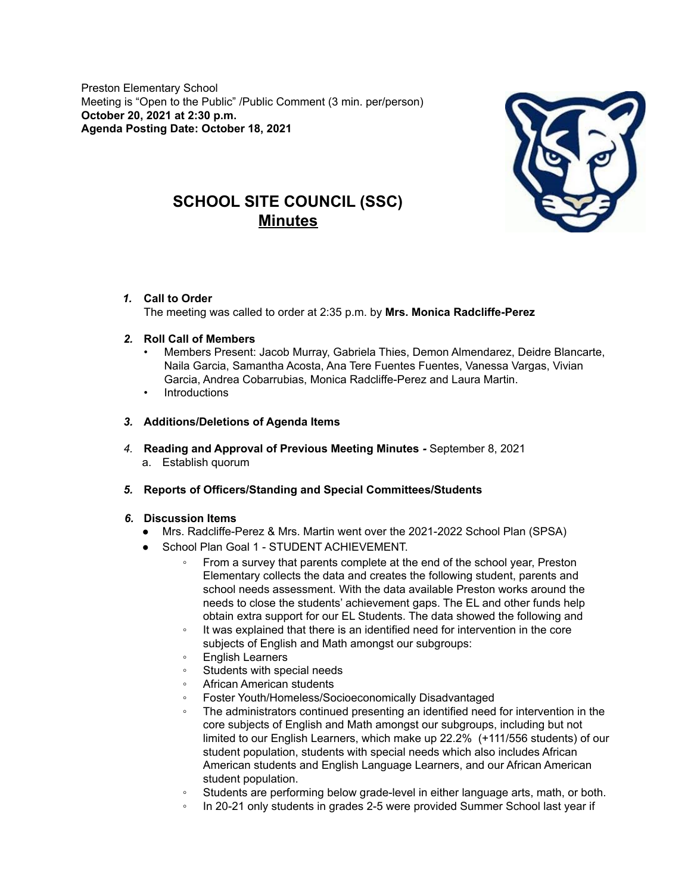Preston Elementary School
Meeting is "Open to the Public" /Public Comment (3 min. per/person)
**October 20, 2021 at 2:30 p.m.**
**Agenda Posting Date: October 18, 2021**

# SCHOOL SITE COUNCIL (SSC)
## Minutes

1. **Call to Order**
   The meeting was called to order at 2:35 p.m. by **Mrs. Monica Radcliffe-Perez**

2. **Roll Call of Members**
   - Members Present: Jacob Murray, Gabriela Thies, Demon Almendarez, Deidre Blancarte, Naila Garcia, Samantha Acosta, Ana Tere Fuentes Fuentes, Vanessa Vargas, Vivian Garcia, Andrea Cobarrubias, Monica Radcliffe-Perez and Laura Martin.
   - Introductions

3. **Additions/Deletions of Agenda Items**

4. **Reading and Approval of Previous Meeting Minutes -** September 8, 2021
   a. Establish quorum

5. **Reports of Officers/Standing and Special Committees/Students**

6. **Discussion Items**
   - Mrs. Radcliffe-Perez & Mrs. Martin went over the 2021-2022 School Plan (SPSA)
   - School Plan Goal 1 - STUDENT ACHIEVEMENT.
     - From a survey that parents complete at the end of the school year, Preston Elementary collects the data and creates the following student, parents and school needs assessment. With the data available Preston works around the needs to close the students' achievement gaps. The EL and other funds help obtain extra support for our EL Students. The data showed the following and
     - It was explained that there is an identified need for intervention in the core subjects of English and Math amongst our subgroups:
     - English Learners
     - Students with special needs
     - African American students
     - Foster Youth/Homeless/Socioeconomically Disadvantaged
     - The administrators continued presenting an identified need for intervention in the core subjects of English and Math amongst our subgroups, including but not limited to our English Learners, which make up 22.2% (+111/556 students) of our student population, students with special needs which also includes African American students and English Language Learners, and our African American student population.
     - Students are performing below grade-level in either language arts, math, or both.
     - In 20-21 only students in grades 2-5 were provided Summer School last year if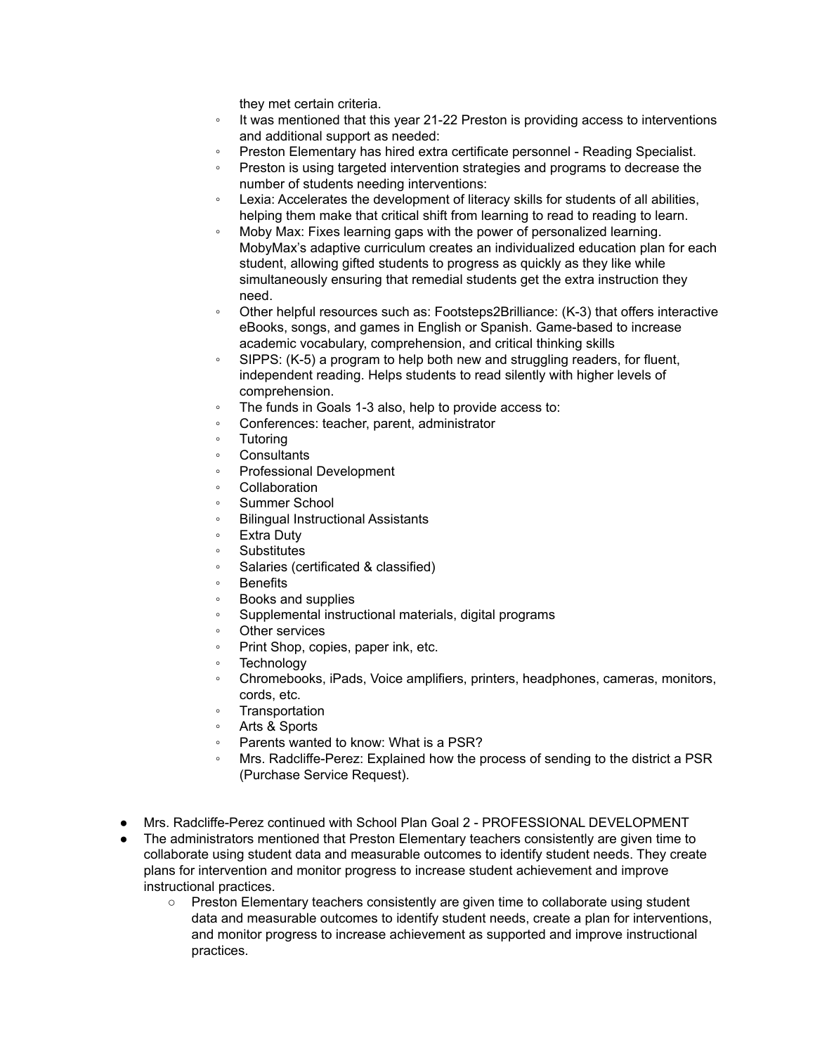they met certain criteria.

    - It was mentioned that this year 21-22 Preston is providing access to interventions and additional support as needed:
    - Preston Elementary has hired extra certificate personnel - Reading Specialist.
    - Preston is using targeted intervention strategies and programs to decrease the number of students needing interventions:
    - Lexia: Accelerates the development of literacy skills for students of all abilities, helping them make that critical shift from learning to read to reading to learn.
    - Moby Max: Fixes learning gaps with the power of personalized learning. MobyMax's adaptive curriculum creates an individualized education plan for each student, allowing gifted students to progress as quickly as they like while simultaneously ensuring that remedial students get the extra instruction they need.
    - Other helpful resources such as: Footsteps2Brilliance: (K-3) that offers interactive eBooks, songs, and games in English or Spanish. Game-based to increase academic vocabulary, comprehension, and critical thinking skills
    - SIPPS: (K-5) a program to help both new and struggling readers, for fluent, independent reading. Helps students to read silently with higher levels of comprehension.
    - The funds in Goals 1-3 also, help to provide access to:
    - Conferences: teacher, parent, administrator
    - Tutoring
    - Consultants
    - Professional Development
    - Collaboration
    - Summer School
    - Bilingual Instructional Assistants
    - Extra Duty
    - Substitutes
    - Salaries (certificated & classified)
    - Benefits
    - Books and supplies
    - Supplemental instructional materials, digital programs
    - Other services
    - Print Shop, copies, paper ink, etc.
    - Technology
    - Chromebooks, iPads, Voice amplifiers, printers, headphones, cameras, monitors, cords, etc.
    - Transportation
    - Arts & Sports
    - Parents wanted to know: What is a PSR?
    - Mrs. Radcliffe-Perez: Explained how the process of sending to the district a PSR (Purchase Service Request).

- Mrs. Radcliffe-Perez continued with School Plan Goal 2 - PROFESSIONAL DEVELOPMENT
- The administrators mentioned that Preston Elementary teachers consistently are given time to collaborate using student data and measurable outcomes to identify student needs. They create plans for intervention and monitor progress to increase student achievement and improve instructional practices.
    - Preston Elementary teachers consistently are given time to collaborate using student data and measurable outcomes to identify student needs, create a plan for interventions, and monitor progress to increase achievement as supported and improve instructional practices.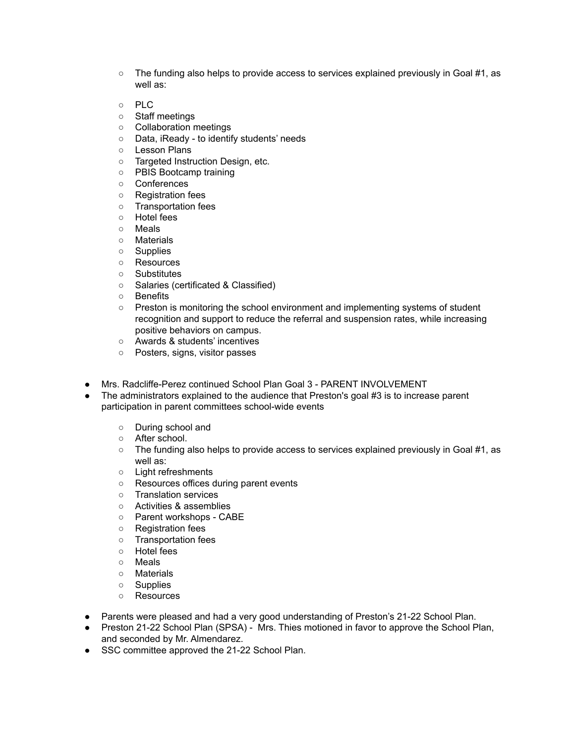- The funding also helps to provide access to services explained previously in Goal #1, as well as:
  - PLC
  - Staff meetings
  - Collaboration meetings
  - Data, iReady - to identify students' needs
  - Lesson Plans
  - Targeted Instruction Design, etc.
  - PBIS Bootcamp training
  - Conferences
  - Registration fees
  - Transportation fees
  - Hotel fees
  - Meals
  - Materials
  - Supplies
  - Resources
  - Substitutes
  - Salaries (certificated & Classified)
  - Benefits
  - Preston is monitoring the school environment and implementing systems of student recognition and support to reduce the referral and suspension rates, while increasing positive behaviors on campus.
  - Awards & students' incentives
  - Posters, signs, visitor passes

- Mrs. Radcliffe-Perez continued School Plan Goal 3 - PARENT INVOLVEMENT
- The administrators explained to the audience that Preston's goal #3 is to increase parent participation in parent committees school-wide events
  - During school and
  - After school.
  - The funding also helps to provide access to services explained previously in Goal #1, as well as:
  - Light refreshments
  - Resources offices during parent events
  - Translation services
  - Activities & assemblies
  - Parent workshops - CABE
  - Registration fees
  - Transportation fees
  - Hotel fees
  - Meals
  - Materials
  - Supplies
  - Resources

- Parents were pleased and had a very good understanding of Preston's 21-22 School Plan.
- Preston 21-22 School Plan (SPSA) - Mrs. Thies motioned in favor to approve the School Plan, and seconded by Mr. Almendarez.
- SSC committee approved the 21-22 School Plan.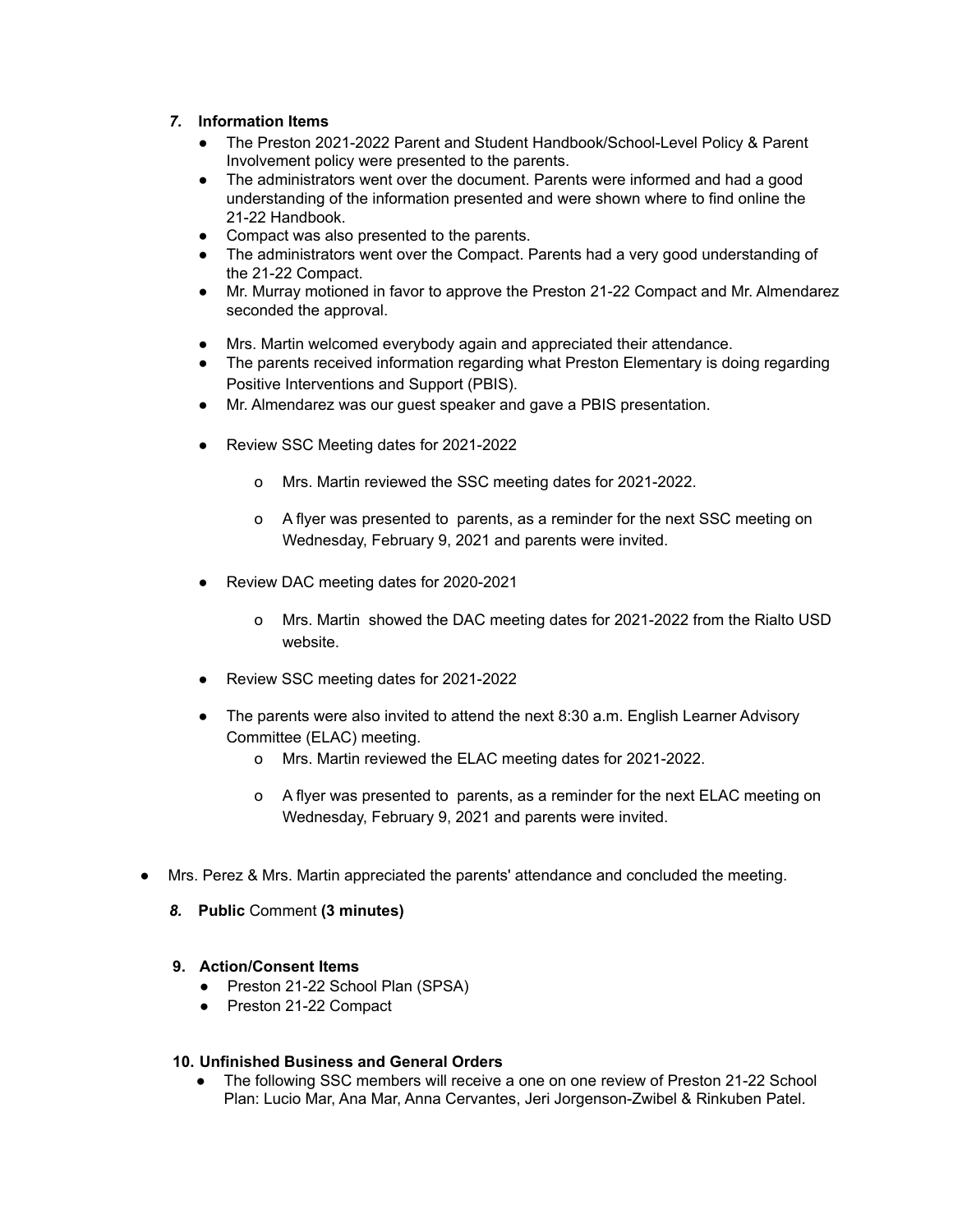### *7.* **Information Items**

- The Preston 2021-2022 Parent and Student Handbook/School-Level Policy & Parent Involvement policy were presented to the parents.
- The administrators went over the document. Parents were informed and had a good understanding of the information presented and were shown where to find online the 21-22 Handbook.
- Compact was also presented to the parents.
- The administrators went over the Compact. Parents had a very good understanding of the 21-22 Compact.
- Mr. Murray motioned in favor to approve the Preston 21-22 Compact and Mr. Almendarez seconded the approval.
- Mrs. Martin welcomed everybody again and appreciated their attendance.
- The parents received information regarding what Preston Elementary is doing regarding Positive Interventions and Support (PBIS).
- Mr. Almendarez was our guest speaker and gave a PBIS presentation.
- Review SSC Meeting dates for 2021-2022
    - Mrs. Martin reviewed the SSC meeting dates for 2021-2022.
    - A flyer was presented to parents, as a reminder for the next SSC meeting on Wednesday, February 9, 2021 and parents were invited.
- Review DAC meeting dates for 2020-2021
    - Mrs. Martin showed the DAC meeting dates for 2021-2022 from the Rialto USD website.
- Review SSC meeting dates for 2021-2022
- The parents were also invited to attend the next 8:30 a.m. English Learner Advisory Committee (ELAC) meeting.
    - Mrs. Martin reviewed the ELAC meeting dates for 2021-2022.
    - A flyer was presented to parents, as a reminder for the next ELAC meeting on Wednesday, February 9, 2021 and parents were invited.

- Mrs. Perez & Mrs. Martin appreciated the parents' attendance and concluded the meeting.

### *8.* **Public** Comment **(3 minutes)**

### **9. Action/Consent Items**

- Preston 21-22 School Plan (SPSA)
- Preston 21-22 Compact

### **10. Unfinished Business and General Orders**

- The following SSC members will receive a one on one review of Preston 21-22 School Plan: Lucio Mar, Ana Mar, Anna Cervantes, Jeri Jorgenson-Zwibel & Rinkuben Patel.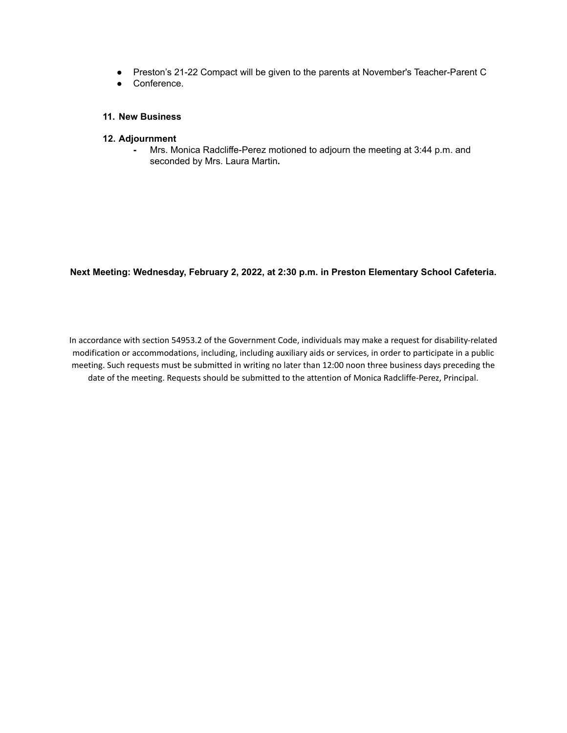- Preston's 21-22 Compact will be given to the parents at November's Teacher-Parent C
- Conference.

**11. New Business**

**12. Adjournment**

- Mrs. Monica Radcliffe-Perez motioned to adjourn the meeting at 3:44 p.m. and seconded by Mrs. Laura Martin**.**

**Next Meeting: Wednesday, February 2, 2022, at 2:30 p.m. in Preston Elementary School Cafeteria.**

In accordance with section 54953.2 of the Government Code, individuals may make a request for disability-related modification or accommodations, including, including auxiliary aids or services, in order to participate in a public meeting. Such requests must be submitted in writing no later than 12:00 noon three business days preceding the date of the meeting. Requests should be submitted to the attention of Monica Radcliffe-Perez, Principal.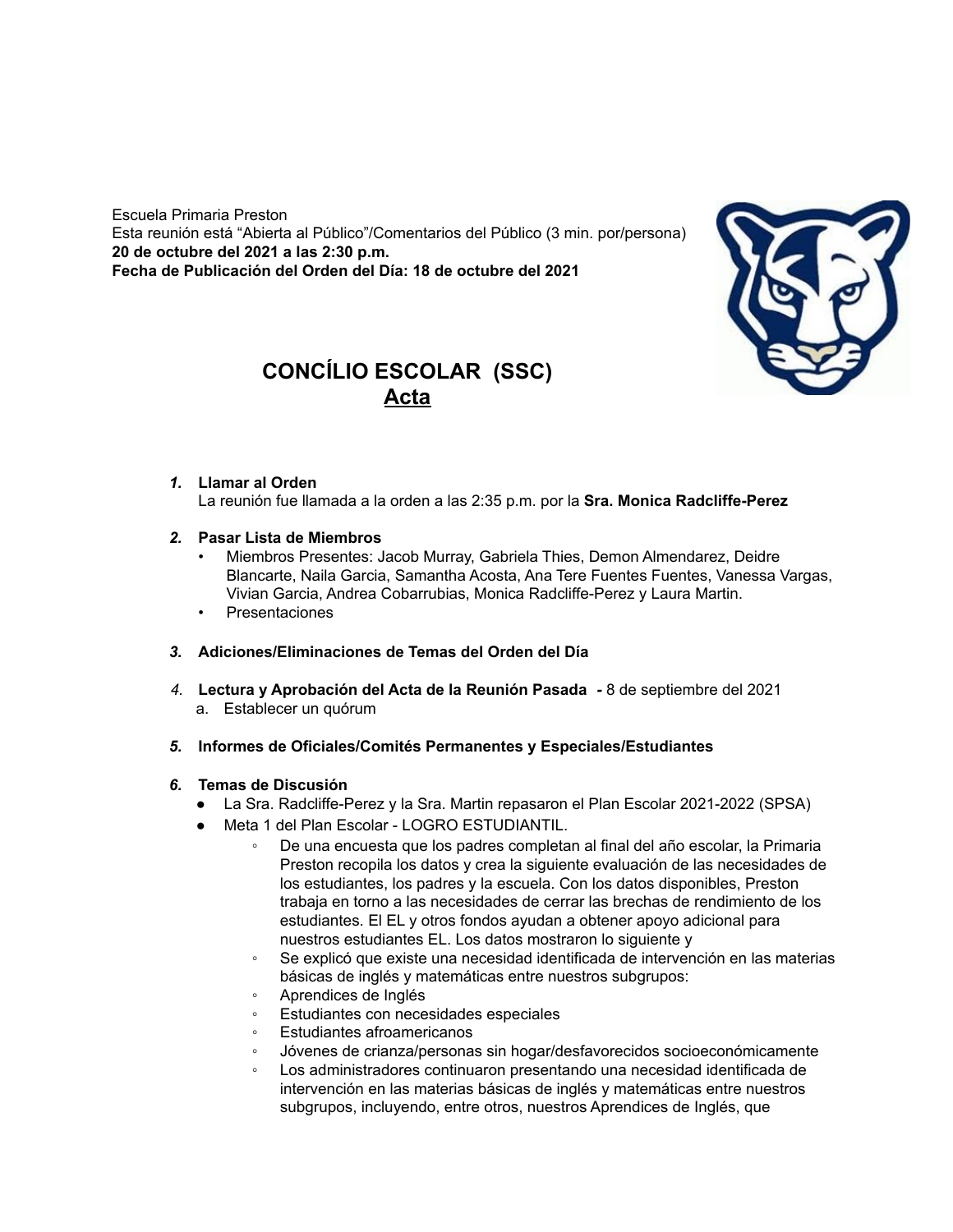Escuela Primaria Preston
Esta reunión está "Abierta al Público"/Comentarios del Público (3 min. por/persona)
**20 de octubre del 2021 a las 2:30 p.m.**
**Fecha de Publicación del Orden del Día: 18 de octubre del 2021**

# CONCÍLIO ESCOLAR (SSC)
## Acta

1. **Llamar al Orden**
   La reunión fue llamada a la orden a las 2:35 p.m. por la **Sra. Monica Radcliffe-Perez**

2. **Pasar Lista de Miembros**
   - Miembros Presentes: Jacob Murray, Gabriela Thies, Demon Almendarez, Deidre Blancarte, Naila Garcia, Samantha Acosta, Ana Tere Fuentes Fuentes, Vanessa Vargas, Vivian Garcia, Andrea Cobarrubias, Monica Radcliffe-Perez y Laura Martin.
   - Presentaciones

3. **Adiciones/Eliminaciones de Temas del Orden del Día**

4. **Lectura y Aprobación del Acta de la Reunión Pasada -** 8 de septiembre del 2021
   a. Establecer un quórum

5. **Informes de Oficiales/Comités Permanentes y Especiales/Estudiantes**

6. **Temas de Discusión**
   - La Sra. Radcliffe-Perez y la Sra. Martin repasaron el Plan Escolar 2021-2022 (SPSA)
   - Meta 1 del Plan Escolar - LOGRO ESTUDIANTIL.
     - De una encuesta que los padres completan al final del año escolar, la Primaria Preston recopila los datos y crea la siguiente evaluación de las necesidades de los estudiantes, los padres y la escuela. Con los datos disponibles, Preston trabaja en torno a las necesidades de cerrar las brechas de rendimiento de los estudiantes. El EL y otros fondos ayudan a obtener apoyo adicional para nuestros estudiantes EL. Los datos mostraron lo siguiente y
     - Se explicó que existe una necesidad identificada de intervención en las materias básicas de inglés y matemáticas entre nuestros subgrupos:
     - Aprendices de Inglés
     - Estudiantes con necesidades especiales
     - Estudiantes afroamericanos
     - Jóvenes de crianza/personas sin hogar/desfavorecidos socioeconómicamente
     - Los administradores continuaron presentando una necesidad identificada de intervención en las materias básicas de inglés y matemáticas entre nuestros subgrupos, incluyendo, entre otros, nuestros Aprendices de Inglés, que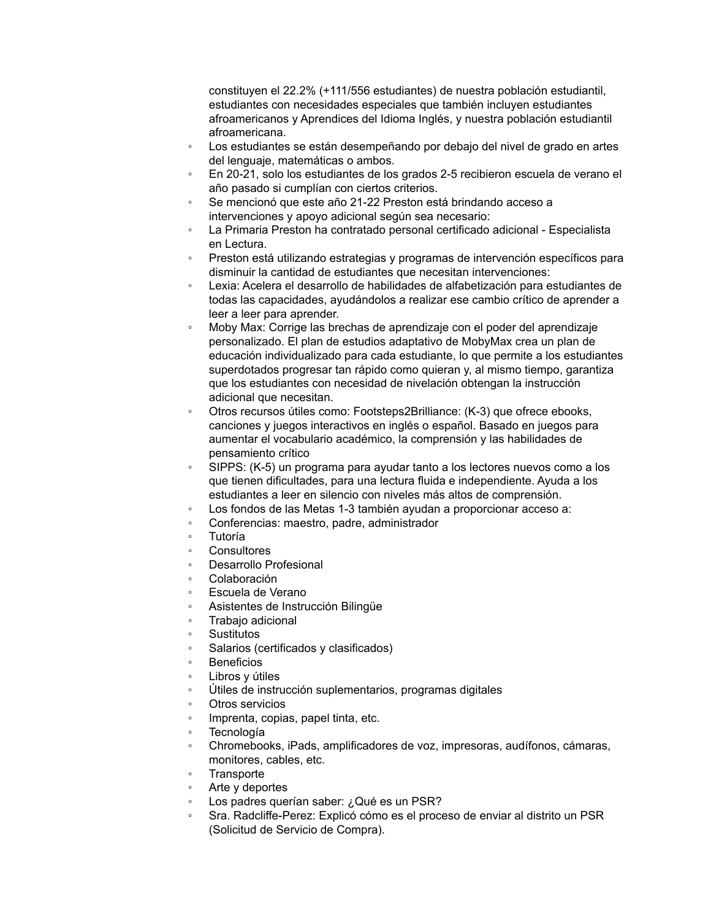constituyen el 22.2% (+111/556 estudiantes) de nuestra población estudiantil, estudiantes con necesidades especiales que también incluyen estudiantes afroamericanos y Aprendices del Idioma Inglés, y nuestra población estudiantil afroamericana.

- Los estudiantes se están desempeñando por debajo del nivel de grado en artes del lenguaje, matemáticas o ambos.
- En 20-21, solo los estudiantes de los grados 2-5 recibieron escuela de verano el año pasado si cumplían con ciertos criterios.
- Se mencionó que este año 21-22 Preston está brindando acceso a intervenciones y apoyo adicional según sea necesario:
- La Primaria Preston ha contratado personal certificado adicional - Especialista en Lectura.
- Preston está utilizando estrategias y programas de intervención específicos para disminuir la cantidad de estudiantes que necesitan intervenciones:
- Lexia: Acelera el desarrollo de habilidades de alfabetización para estudiantes de todas las capacidades, ayudándolos a realizar ese cambio crítico de aprender a leer a leer para aprender.
- Moby Max: Corrige las brechas de aprendizaje con el poder del aprendizaje personalizado. El plan de estudios adaptativo de MobyMax crea un plan de educación individualizado para cada estudiante, lo que permite a los estudiantes superdotados progresar tan rápido como quieran y, al mismo tiempo, garantiza que los estudiantes con necesidad de nivelación obtengan la instrucción adicional que necesitan.
- Otros recursos útiles como: Footsteps2Brilliance: (K-3) que ofrece ebooks, canciones y juegos interactivos en inglés o español. Basado en juegos para aumentar el vocabulario académico, la comprensión y las habilidades de pensamiento crítico
- SIPPS: (K-5) un programa para ayudar tanto a los lectores nuevos como a los que tienen dificultades, para una lectura fluida e independiente. Ayuda a los estudiantes a leer en silencio con niveles más altos de comprensión.
- Los fondos de las Metas 1-3 también ayudan a proporcionar acceso a:
- Conferencias: maestro, padre, administrador
- Tutoría
- Consultores
- Desarrollo Profesional
- Colaboración
- Escuela de Verano
- Asistentes de Instrucción Bilingüe
- Trabajo adicional
- Sustitutos
- Salarios (certificados y clasificados)
- Beneficios
- Libros y útiles
- Útiles de instrucción suplementarios, programas digitales
- Otros servicios
- Imprenta, copias, papel tinta, etc.
- Tecnología
- Chromebooks, iPads, amplificadores de voz, impresoras, audífonos, cámaras, monitores, cables, etc.
- Transporte
- Arte y deportes
- Los padres querían saber: ¿Qué es un PSR?
- Sra. Radcliffe-Perez: Explicó cómo es el proceso de enviar al distrito un PSR (Solicitud de Servicio de Compra).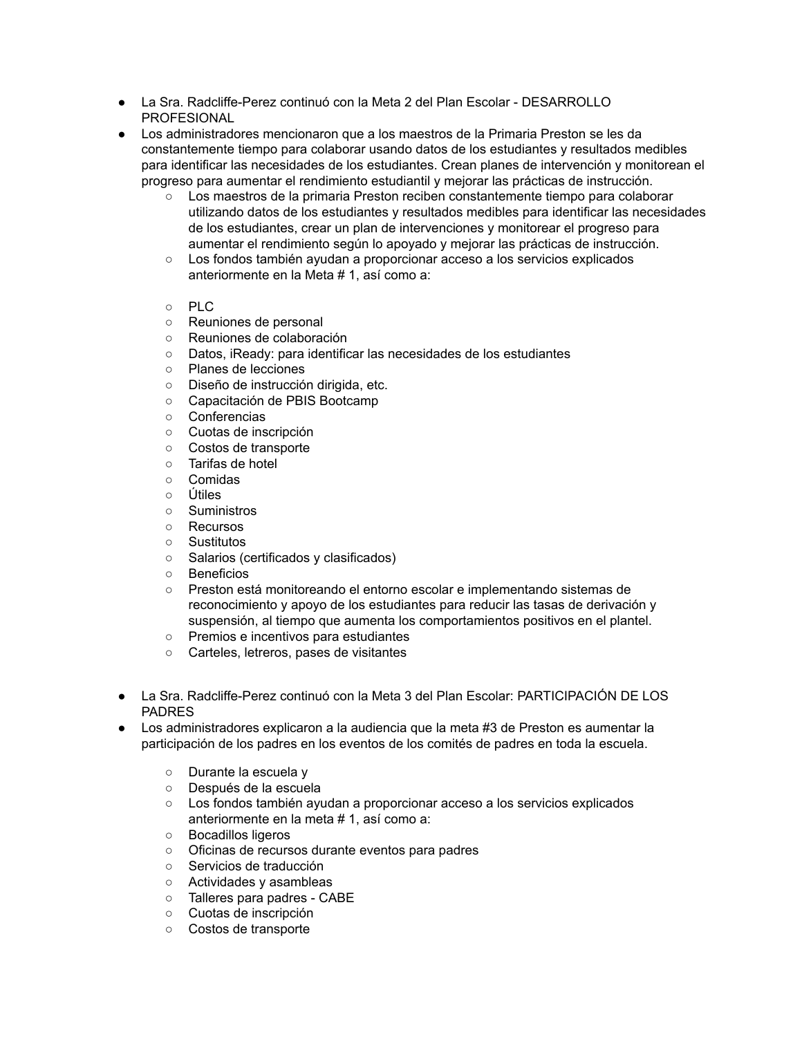- La Sra. Radcliffe-Perez continuó con la Meta 2 del Plan Escolar - DESARROLLO PROFESIONAL
- Los administradores mencionaron que a los maestros de la Primaria Preston se les da constantemente tiempo para colaborar usando datos de los estudiantes y resultados medibles para identificar las necesidades de los estudiantes. Crean planes de intervención y monitorean el progreso para aumentar el rendimiento estudiantil y mejorar las prácticas de instrucción.
  - Los maestros de la primaria Preston reciben constantemente tiempo para colaborar utilizando datos de los estudiantes y resultados medibles para identificar las necesidades de los estudiantes, crear un plan de intervenciones y monitorear el progreso para aumentar el rendimiento según lo apoyado y mejorar las prácticas de instrucción.
  - Los fondos también ayudan a proporcionar acceso a los servicios explicados anteriormente en la Meta # 1, así como a:

  - PLC
  - Reuniones de personal
  - Reuniones de colaboración
  - Datos, iReady: para identificar las necesidades de los estudiantes
  - Planes de lecciones
  - Diseño de instrucción dirigida, etc.
  - Capacitación de PBIS Bootcamp
  - Conferencias
  - Cuotas de inscripción
  - Costos de transporte
  - Tarifas de hotel
  - Comidas
  - Útiles
  - Suministros
  - Recursos
  - Sustitutos
  - Salarios (certificados y clasificados)
  - Beneficios
  - Preston está monitoreando el entorno escolar e implementando sistemas de reconocimiento y apoyo de los estudiantes para reducir las tasas de derivación y suspensión, al tiempo que aumenta los comportamientos positivos en el plantel.
  - Premios e incentivos para estudiantes
  - Carteles, letreros, pases de visitantes

- La Sra. Radcliffe-Perez continuó con la Meta 3 del Plan Escolar: PARTICIPACIÓN DE LOS PADRES
- Los administradores explicaron a la audiencia que la meta #3 de Preston es aumentar la participación de los padres en los eventos de los comités de padres en toda la escuela.

  - Durante la escuela y
  - Después de la escuela
  - Los fondos también ayudan a proporcionar acceso a los servicios explicados anteriormente en la meta # 1, así como a:
  - Bocadillos ligeros
  - Oficinas de recursos durante eventos para padres
  - Servicios de traducción
  - Actividades y asambleas
  - Talleres para padres - CABE
  - Cuotas de inscripción
  - Costos de transporte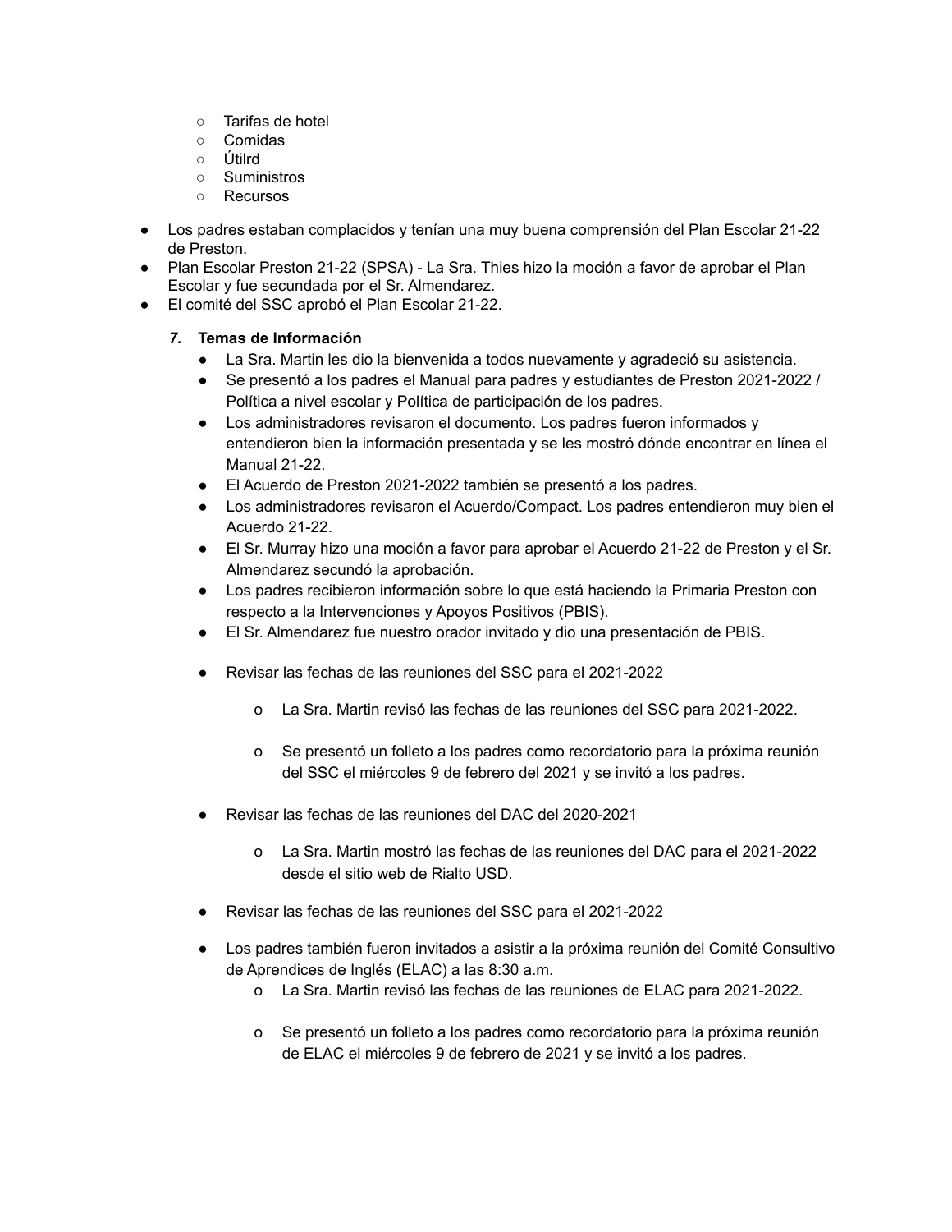- Tarifas de hotel
    - Comidas
    - Útilrd
    - Suministros
    - Recursos

- Los padres estaban complacidos y tenían una muy buena comprensión del Plan Escolar 21-22 de Preston.
- Plan Escolar Preston 21-22 (SPSA) - La Sra. Thies hizo la moción a favor de aprobar el Plan Escolar y fue secundada por el Sr. Almendarez.
- El comité del SSC aprobó el Plan Escolar 21-22.

7. **Temas de Información**
    - La Sra. Martin les dio la bienvenida a todos nuevamente y agradeció su asistencia.
    - Se presentó a los padres el Manual para padres y estudiantes de Preston 2021-2022 / Política a nivel escolar y Política de participación de los padres.
    - Los administradores revisaron el documento. Los padres fueron informados y entendieron bien la información presentada y se les mostró dónde encontrar en línea el Manual 21-22.
    - El Acuerdo de Preston 2021-2022 también se presentó a los padres.
    - Los administradores revisaron el Acuerdo/Compact. Los padres entendieron muy bien el Acuerdo 21-22.
    - El Sr. Murray hizo una moción a favor para aprobar el Acuerdo 21-22 de Preston y el Sr. Almendarez secundó la aprobación.
    - Los padres recibieron información sobre lo que está haciendo la Primaria Preston con respecto a la Intervenciones y Apoyos Positivos (PBIS).
    - El Sr. Almendarez fue nuestro orador invitado y dio una presentación de PBIS.
    - Revisar las fechas de las reuniones del SSC para el 2021-2022
        - La Sra. Martin revisó las fechas de las reuniones del SSC para 2021-2022.
        - Se presentó un folleto a los padres como recordatorio para la próxima reunión del SSC el miércoles 9 de febrero del 2021 y se invitó a los padres.
    - Revisar las fechas de las reuniones del DAC del 2020-2021
        - La Sra. Martin mostró las fechas de las reuniones del DAC para el 2021-2022 desde el sitio web de Rialto USD.
    - Revisar las fechas de las reuniones del SSC para el 2021-2022
    - Los padres también fueron invitados a asistir a la próxima reunión del Comité Consultivo de Aprendices de Inglés (ELAC) a las 8:30 a.m.
        - La Sra. Martin revisó las fechas de las reuniones de ELAC para 2021-2022.
        - Se presentó un folleto a los padres como recordatorio para la próxima reunión de ELAC el miércoles 9 de febrero de 2021 y se invitó a los padres.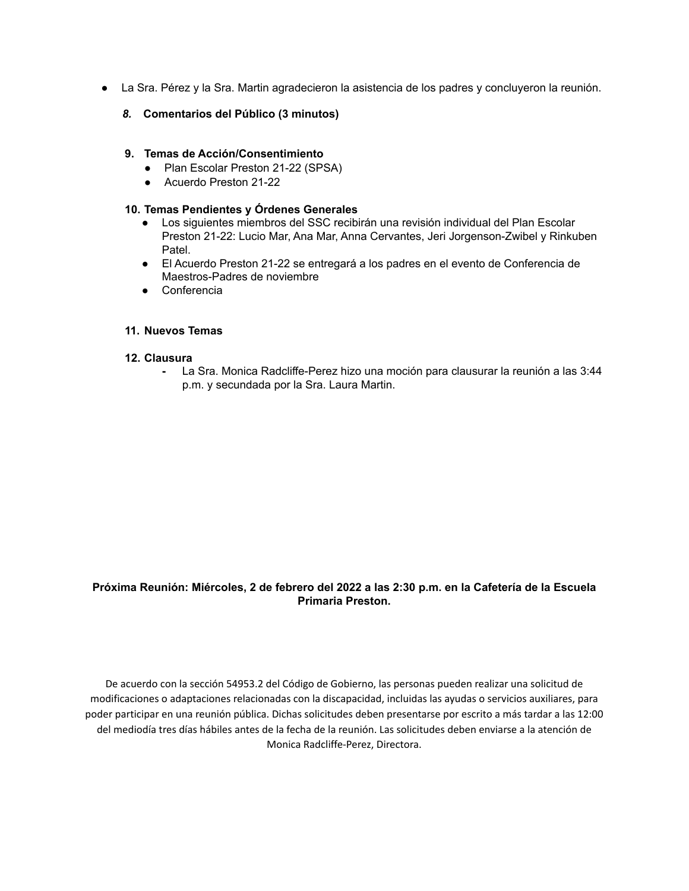- La Sra. Pérez y la Sra. Martin agradecieron la asistencia de los padres y concluyeron la reunión.

**8. Comentarios del Público (3 minutos)**

**9. Temas de Acción/Consentimiento**

- Plan Escolar Preston 21-22 (SPSA)
- Acuerdo Preston 21-22

**10. Temas Pendientes y Órdenes Generales**

- Los siguientes miembros del SSC recibirán una revisión individual del Plan Escolar Preston 21-22: Lucio Mar, Ana Mar, Anna Cervantes, Jeri Jorgenson-Zwibel y Rinkuben Patel.
- El Acuerdo Preston 21-22 se entregará a los padres en el evento de Conferencia de Maestros-Padres de noviembre
- Conferencia

**11. Nuevos Temas**

**12. Clausura**

- La Sra. Monica Radcliffe-Perez hizo una moción para clausurar la reunión a las 3:44 p.m. y secundada por la Sra. Laura Martin.

**Próxima Reunión: Miércoles, 2 de febrero del 2022 a las 2:30 p.m. en la Cafetería de la Escuela Primaria Preston.**

De acuerdo con la sección 54953.2 del Código de Gobierno, las personas pueden realizar una solicitud de modificaciones o adaptaciones relacionadas con la discapacidad, incluidas las ayudas o servicios auxiliares, para poder participar en una reunión pública. Dichas solicitudes deben presentarse por escrito a más tardar a las 12:00 del mediodía tres días hábiles antes de la fecha de la reunión. Las solicitudes deben enviarse a la atención de Monica Radcliffe-Perez, Directora.